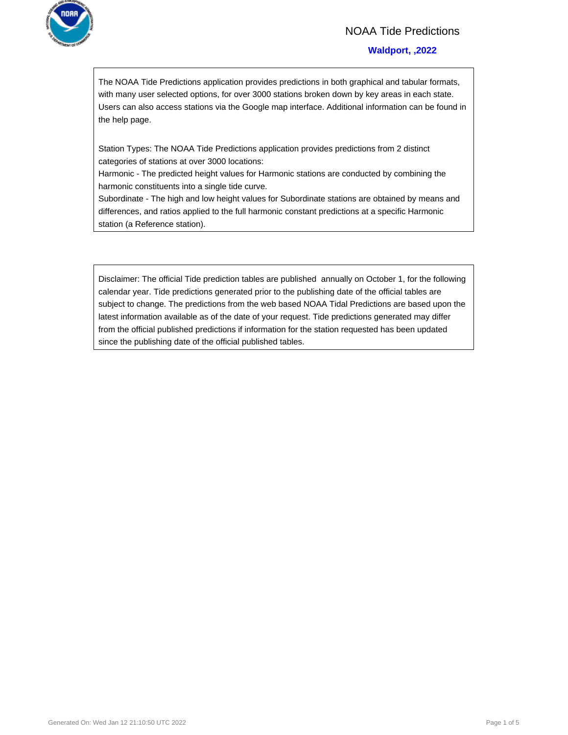# NOAA Tide Predictions

## Waldport, ,2022

The NOAA Tide Predictions application provides predictions in both graphical and tabular formats, with many user selected options, for over 3000 stations broken down by key areas in each state. Users can also access stations via the Google map interface. Additional information can be found in the help page.

Station Types: The NOAA Tide Predictions application provides predictions from 2 distinct categories of stations at over 3000 locations:
Harmonic - The predicted height values for Harmonic stations are conducted by combining the harmonic constituents into a single tide curve.
Subordinate - The high and low height values for Subordinate stations are obtained by means and differences, and ratios applied to the full harmonic constant predictions at a specific Harmonic station (a Reference station).

Disclaimer: The official Tide prediction tables are published annually on October 1, for the following calendar year. Tide predictions generated prior to the publishing date of the official tables are subject to change. The predictions from the web based NOAA Tidal Predictions are based upon the latest information available as of the date of your request. Tide predictions generated may differ from the official published predictions if information for the station requested has been updated since the publishing date of the official published tables.

Generated On: Wed Jan 12 21:10:50 UTC 2022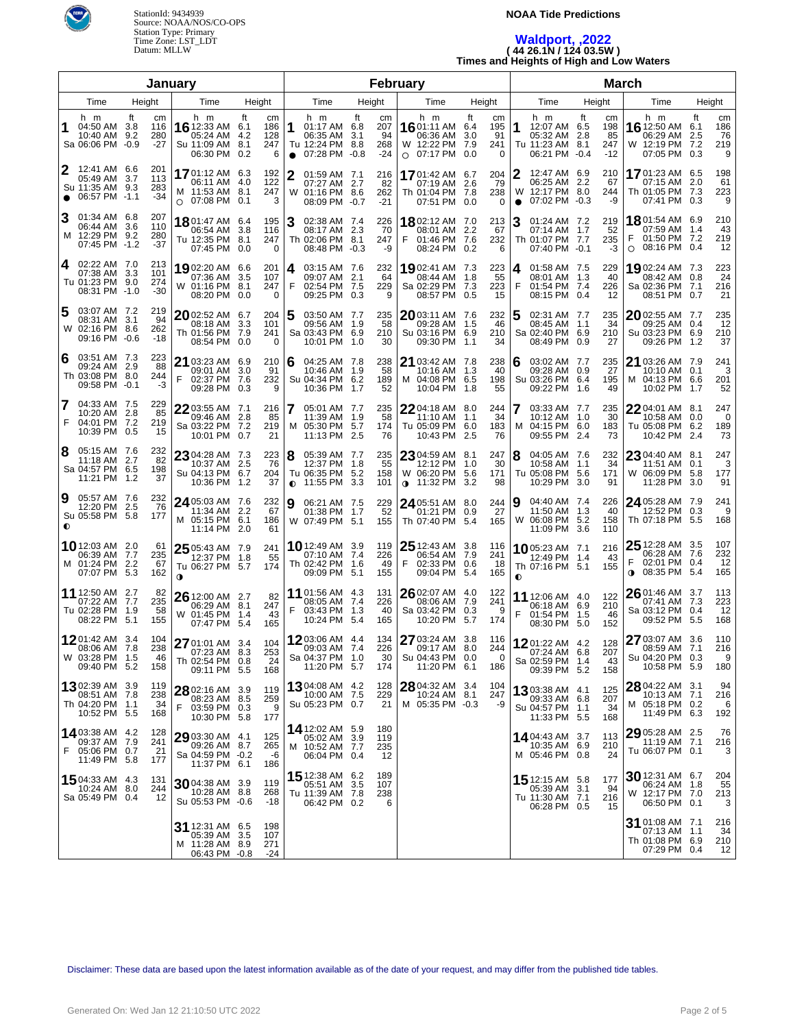StationId: 9434939
Source: NOAA/NOS/CO-OPS
Station Type: Primary
Time Zone: LST_LDT
Datum: MLLW

# NOAA Tide Predictions

## Waldport, ,2022
**( 44 26.1N / 124 03.5W )**
**Times and Heights of High and Low Waters**

### January

| Day | Time (h m) | Height (ft) | Height (cm) |
|---|---|---|---|
| 1 Sa | 04:50 AM<br>10:40 AM<br>06:06 PM | 3.8<br>9.2<br>-0.9 | 116<br>280<br>-27 |
| 2 Su ● | 12:41 AM<br>05:49 AM<br>11:35 AM<br>06:57 PM | 6.6<br>3.7<br>9.3<br>-1.1 | 201<br>113<br>283<br>-34 |
| 3 M | 01:34 AM<br>06:44 AM<br>12:29 PM<br>07:45 PM | 6.8<br>3.6<br>9.2<br>-1.2 | 207<br>110<br>280<br>-37 |
| 4 Tu | 02:22 AM<br>07:38 AM<br>01:23 PM<br>08:31 PM | 7.0<br>3.3<br>9.0<br>-1.0 | 213<br>101<br>274<br>-30 |
| 5 W | 03:07 AM<br>08:31 AM<br>02:16 PM<br>09:16 PM | 7.2<br>3.1<br>8.6<br>-0.6 | 219<br>94<br>262<br>-18 |
| 6 Th | 03:51 AM<br>09:24 AM<br>03:08 PM<br>09:58 PM | 7.3<br>2.9<br>8.0<br>-0.1 | 223<br>88<br>244<br>-3 |
| 7 F | 04:33 AM<br>10:20 AM<br>04:01 PM<br>10:39 PM | 7.5<br>2.8<br>7.2<br>0.5 | 229<br>85<br>219<br>15 |
| 8 Sa | 05:15 AM<br>11:18 AM<br>04:57 PM<br>11:21 PM | 7.6<br>2.7<br>6.5<br>1.2 | 232<br>82<br>198<br>37 |
| 9 Su ◐ | 05:57 AM<br>12:20 PM<br>05:58 PM | 7.6<br>2.5<br>5.8 | 232<br>76<br>177 |
| 10 M | 12:03 AM<br>06:39 AM<br>01:24 PM<br>07:07 PM | 2.0<br>7.7<br>2.2<br>5.3 | 61<br>235<br>67<br>162 |
| 11 Tu | 12:50 AM<br>07:22 AM<br>02:28 PM<br>08:22 PM | 2.7<br>7.7<br>1.9<br>5.1 | 82<br>235<br>58<br>155 |
| 12 W | 01:42 AM<br>08:06 AM<br>03:28 PM<br>09:40 PM | 3.4<br>7.8<br>1.5<br>5.2 | 104<br>238<br>46<br>158 |
| 13 Th | 02:39 AM<br>08:51 AM<br>04:20 PM<br>10:52 PM | 3.9<br>7.8<br>1.1<br>5.5 | 119<br>238<br>34<br>168 |
| 14 F | 03:38 AM<br>09:37 AM<br>05:06 PM<br>11:49 PM | 4.2<br>7.9<br>0.7<br>5.8 | 128<br>241<br>21<br>177 |
| 15 Sa | 04:33 AM<br>10:24 AM<br>05:49 PM | 4.3<br>8.0<br>0.4 | 131<br>244<br>12 |
| 16 Su | 12:33 AM<br>05:24 AM<br>11:09 AM<br>06:30 PM | 6.1<br>4.2<br>8.1<br>0.2 | 186<br>128<br>247<br>6 |
| 17 M ○ | 01:12 AM<br>06:11 AM<br>11:53 AM<br>07:08 PM | 6.3<br>4.0<br>8.1<br>0.1 | 192<br>122<br>247<br>3 |
| 18 Tu | 01:47 AM<br>06:54 AM<br>12:35 PM<br>07:45 PM | 6.4<br>3.8<br>8.1<br>0.0 | 195<br>116<br>247<br>0 |
| 19 W | 02:20 AM<br>07:36 AM<br>01:16 PM<br>08:20 PM | 6.6<br>3.5<br>8.1<br>0.0 | 201<br>107<br>247<br>0 |
| 20 Th | 02:52 AM<br>08:18 AM<br>01:56 PM<br>08:54 PM | 6.7<br>3.3<br>7.9<br>0.0 | 204<br>101<br>241<br>0 |
| 21 F | 03:23 AM<br>09:01 AM<br>02:37 PM<br>09:28 PM | 6.9<br>3.0<br>7.6<br>0.3 | 210<br>91<br>232<br>9 |
| 22 Sa | 03:55 AM<br>09:46 AM<br>03:22 PM<br>10:01 PM | 7.1<br>2.8<br>7.2<br>0.7 | 216<br>85<br>219<br>21 |
| 23 Su | 04:28 AM<br>10:37 AM<br>04:13 PM<br>10:36 PM | 7.3<br>2.5<br>6.7<br>1.2 | 223<br>76<br>204<br>37 |
| 24 M | 05:03 AM<br>11:34 AM<br>05:15 PM<br>11:14 PM | 7.6<br>2.2<br>6.1<br>2.0 | 232<br>67<br>186<br>61 |
| 25 Tu ◑ | 05:43 AM<br>12:37 PM<br>06:27 PM | 7.9<br>1.8<br>5.7 | 241<br>55<br>174 |
| 26 W | 12:00 AM<br>06:29 AM<br>01:45 PM<br>07:47 PM | 2.7<br>8.1<br>1.4<br>5.4 | 82<br>247<br>43<br>165 |
| 27 Th | 01:01 AM<br>07:23 AM<br>02:54 PM<br>09:11 PM | 3.4<br>8.3<br>0.8<br>5.5 | 104<br>253<br>24<br>168 |
| 28 F | 02:16 AM<br>08:23 AM<br>03:59 PM<br>10:30 PM | 3.9<br>8.5<br>0.3<br>5.8 | 119<br>259<br>9<br>177 |
| 29 Sa | 03:30 AM<br>09:26 AM<br>04:59 PM<br>11:37 PM | 4.1<br>8.7<br>-0.2<br>6.1 | 125<br>265<br>-6<br>186 |
| 30 Su | 04:38 AM<br>10:28 AM<br>05:53 PM | 3.9<br>8.8<br>-0.6 | 119<br>268<br>-18 |
| 31 M | 12:31 AM<br>05:39 AM<br>11:28 AM<br>06:43 PM | 6.5<br>3.5<br>8.9<br>-0.8 | 198<br>107<br>271<br>-24 |

### February

| Day | Time (h m) | Height (ft) | Height (cm) |
|---|---|---|---|
| 1 Tu ● | 01:17 AM<br>06:35 AM<br>12:24 PM<br>07:28 PM | 6.8<br>3.1<br>8.8<br>-0.8 | 207<br>94<br>268<br>-24 |
| 2 W | 01:59 AM<br>07:27 AM<br>01:16 PM<br>08:09 PM | 7.1<br>2.7<br>8.6<br>-0.7 | 216<br>82<br>262<br>-21 |
| 3 Th | 02:38 AM<br>08:17 AM<br>02:06 PM<br>08:48 PM | 7.4<br>2.3<br>8.1<br>-0.3 | 226<br>70<br>247<br>-9 |
| 4 F | 03:15 AM<br>09:07 AM<br>02:54 PM<br>09:25 PM | 7.6<br>2.1<br>7.5<br>0.3 | 232<br>64<br>229<br>9 |
| 5 Sa | 03:50 AM<br>09:56 AM<br>03:43 PM<br>10:01 PM | 7.7<br>1.9<br>6.9<br>1.0 | 235<br>58<br>210<br>30 |
| 6 Su | 04:25 AM<br>10:46 AM<br>04:34 PM<br>10:36 PM | 7.8<br>1.9<br>6.2<br>1.7 | 238<br>58<br>189<br>52 |
| 7 M | 05:01 AM<br>11:39 AM<br>05:30 PM<br>11:13 PM | 7.7<br>1.9<br>5.7<br>2.5 | 235<br>58<br>174<br>76 |
| 8 Tu ◐ | 05:39 AM<br>12:37 PM<br>06:35 PM<br>11:55 PM | 7.7<br>1.8<br>5.2<br>3.3 | 235<br>55<br>158<br>101 |
| 9 W | 06:21 AM<br>01:38 PM<br>07:49 PM | 7.5<br>1.7<br>5.1 | 229<br>52<br>155 |
| 10 Th | 12:49 AM<br>07:10 AM<br>02:42 PM<br>09:09 PM | 3.9<br>7.4<br>1.6<br>5.1 | 119<br>226<br>49<br>155 |
| 11 F | 01:56 AM<br>08:05 AM<br>03:43 PM<br>10:24 PM | 4.3<br>7.4<br>1.3<br>5.4 | 131<br>226<br>40<br>165 |
| 12 Sa | 03:06 AM<br>09:03 AM<br>04:37 PM<br>11:20 PM | 4.4<br>7.4<br>1.0<br>5.7 | 134<br>226<br>30<br>174 |
| 13 Su | 04:08 AM<br>10:00 AM<br>05:23 PM | 4.2<br>7.5<br>0.7 | 128<br>229<br>21 |
| 14 M | 12:02 AM<br>05:02 AM<br>10:52 AM<br>06:04 PM | 5.9<br>3.9<br>7.7<br>0.4 | 180<br>119<br>235<br>12 |
| 15 Tu | 12:38 AM<br>05:51 AM<br>11:39 AM<br>06:42 PM | 6.2<br>3.5<br>7.8<br>0.2 | 189<br>107<br>238<br>6 |
| 16 W ○ | 01:11 AM<br>06:36 AM<br>12:22 PM<br>07:17 PM | 6.4<br>3.0<br>7.9<br>0.0 | 195<br>91<br>241<br>0 |
| 17 Th | 01:42 AM<br>07:19 AM<br>01:04 PM<br>07:51 PM | 6.7<br>2.6<br>7.8<br>0.0 | 204<br>79<br>238<br>0 |
| 18 F | 02:12 AM<br>08:01 AM<br>01:46 PM<br>08:24 PM | 7.0<br>2.2<br>7.6<br>0.2 | 213<br>67<br>232<br>6 |
| 19 Sa | 02:41 AM<br>08:44 AM<br>02:29 PM<br>08:57 PM | 7.3<br>1.8<br>7.3<br>0.5 | 223<br>55<br>223<br>15 |
| 20 Su | 03:11 AM<br>09:28 AM<br>03:16 PM<br>09:30 PM | 7.6<br>1.5<br>6.9<br>1.1 | 232<br>46<br>210<br>34 |
| 21 M | 03:42 AM<br>10:16 AM<br>04:08 PM<br>10:04 PM | 7.8<br>1.3<br>6.5<br>1.8 | 238<br>40<br>198<br>55 |
| 22 Tu | 04:18 AM<br>11:10 AM<br>05:09 PM<br>10:43 PM | 8.0<br>1.1<br>6.0<br>2.5 | 244<br>34<br>183<br>76 |
| 23 W ◑ | 04:59 AM<br>12:12 PM<br>06:20 PM<br>11:32 PM | 8.1<br>1.0<br>5.6<br>3.2 | 247<br>30<br>171<br>98 |
| 24 Th | 05:51 AM<br>01:21 PM<br>07:40 PM | 8.0<br>0.9<br>5.4 | 244<br>27<br>165 |
| 25 F | 12:43 AM<br>06:54 AM<br>02:33 PM<br>09:04 PM | 3.8<br>7.9<br>0.6<br>5.4 | 116<br>241<br>18<br>165 |
| 26 Sa | 02:07 AM<br>08:06 AM<br>03:42 PM<br>10:20 PM | 4.0<br>7.9<br>0.3<br>5.7 | 122<br>241<br>9<br>174 |
| 27 Su | 03:24 AM<br>09:17 AM<br>04:43 PM<br>11:20 PM | 3.8<br>8.0<br>0.0<br>6.1 | 116<br>244<br>0<br>186 |
| 28 M | 04:32 AM<br>10:24 AM<br>05:35 PM | 3.4<br>8.1<br>-0.3 | 104<br>247<br>-9 |

### March

| Day | Time (h m) | Height (ft) | Height (cm) |
|---|---|---|---|
| 1 Tu | 12:07 AM<br>05:32 AM<br>11:23 AM<br>06:21 PM | 6.5<br>2.8<br>8.1<br>-0.4 | 198<br>85<br>247<br>-12 |
| 2 W ● | 12:47 AM<br>06:25 AM<br>12:17 PM<br>07:02 PM | 6.9<br>2.2<br>8.0<br>-0.3 | 210<br>67<br>244<br>-9 |
| 3 Th | 01:24 AM<br>07:14 AM<br>01:07 PM<br>07:40 PM | 7.2<br>1.7<br>7.7<br>-0.1 | 219<br>52<br>235<br>-3 |
| 4 F | 01:58 AM<br>08:01 AM<br>01:54 PM<br>08:15 PM | 7.5<br>1.3<br>7.4<br>0.4 | 229<br>40<br>226<br>12 |
| 5 Sa | 02:31 AM<br>08:45 AM<br>02:40 PM<br>08:49 PM | 7.7<br>1.1<br>6.9<br>0.9 | 235<br>34<br>210<br>27 |
| 6 Su | 03:02 AM<br>09:28 AM<br>03:26 PM<br>09:22 PM | 7.7<br>0.9<br>6.4<br>1.6 | 235<br>27<br>195<br>49 |
| 7 M | 03:33 AM<br>10:12 AM<br>04:15 PM<br>09:55 PM | 7.7<br>1.0<br>6.0<br>2.4 | 235<br>30<br>183<br>73 |
| 8 Tu | 04:05 AM<br>10:58 AM<br>05:08 PM<br>10:29 PM | 7.6<br>1.1<br>5.6<br>3.0 | 232<br>34<br>171<br>91 |
| 9 W | 04:40 AM<br>11:50 AM<br>06:08 PM<br>11:09 PM | 7.4<br>1.3<br>5.2<br>3.6 | 226<br>40<br>158<br>110 |
| 10 Th ◐ | 05:23 AM<br>12:49 PM<br>07:16 PM | 7.1<br>1.4<br>5.1 | 216<br>43<br>155 |
| 11 F | 12:06 AM<br>06:18 AM<br>01:54 PM<br>08:30 PM | 4.0<br>6.9<br>1.5<br>5.0 | 122<br>210<br>46<br>152 |
| 12 Sa | 01:22 AM<br>07:24 AM<br>02:59 PM<br>09:39 PM | 4.2<br>6.8<br>1.4<br>5.2 | 128<br>207<br>43<br>158 |
| 13 Su | 03:38 AM<br>09:33 AM<br>04:57 PM<br>11:33 PM | 4.1<br>6.8<br>1.1<br>5.5 | 125<br>207<br>34<br>168 |
| 14 M | 04:43 AM<br>10:35 AM<br>05:46 PM | 3.7<br>6.9<br>0.8 | 113<br>210<br>24 |
| 15 Tu | 12:15 AM<br>05:39 AM<br>11:30 AM<br>06:28 PM | 5.8<br>3.1<br>7.1<br>0.5 | 177<br>94<br>216<br>15 |
| 16 W | 12:50 AM<br>06:29 AM<br>12:19 PM<br>07:05 PM | 6.1<br>2.5<br>7.2<br>0.3 | 186<br>76<br>219<br>9 |
| 17 Th | 01:23 AM<br>07:15 AM<br>01:05 PM<br>07:41 PM | 6.5<br>2.0<br>7.3<br>0.3 | 198<br>61<br>223<br>9 |
| 18 F ○ | 01:54 AM<br>07:59 AM<br>01:50 PM<br>08:16 PM | 6.9<br>1.4<br>7.2<br>0.4 | 210<br>43<br>219<br>12 |
| 19 Sa | 02:24 AM<br>08:42 AM<br>02:36 PM<br>08:51 PM | 7.3<br>0.8<br>7.1<br>0.7 | 223<br>24<br>216<br>21 |
| 20 Su | 02:55 AM<br>09:25 AM<br>03:23 PM<br>09:26 PM | 7.7<br>0.4<br>6.9<br>1.2 | 235<br>12<br>210<br>37 |
| 21 M | 03:26 AM<br>10:10 AM<br>04:13 PM<br>10:02 PM | 7.9<br>0.1<br>6.6<br>1.7 | 241<br>3<br>201<br>52 |
| 22 Tu | 04:01 AM<br>10:58 AM<br>05:08 PM<br>10:42 PM | 8.1<br>0.0<br>6.2<br>2.4 | 247<br>0<br>189<br>73 |
| 23 W | 04:40 AM<br>11:51 AM<br>06:09 PM<br>11:28 PM | 8.1<br>0.1<br>5.8<br>3.0 | 247<br>3<br>177<br>91 |
| 24 Th | 05:28 AM<br>12:52 PM<br>07:18 PM | 7.9<br>0.3<br>5.5 | 241<br>9<br>168 |
| 25 F ◑ | 12:28 AM<br>06:28 AM<br>02:01 PM<br>08:35 PM | 3.5<br>7.6<br>0.4<br>5.4 | 107<br>232<br>12<br>165 |
| 26 Sa | 01:46 AM<br>07:41 AM<br>03:12 PM<br>09:52 PM | 3.7<br>7.3<br>0.4<br>5.5 | 113<br>223<br>12<br>168 |
| 27 Su | 03:07 AM<br>08:59 AM<br>04:20 PM<br>10:58 PM | 3.6<br>7.1<br>0.3<br>5.9 | 110<br>216<br>9<br>180 |
| 28 M | 04:22 AM<br>10:13 AM<br>05:18 PM<br>11:49 PM | 3.1<br>7.1<br>0.2<br>6.3 | 94<br>216<br>6<br>192 |
| 29 Tu | 05:28 AM<br>11:19 AM<br>06:07 PM | 2.5<br>7.1<br>0.1 | 76<br>216<br>3 |
| 30 W | 12:31 AM<br>06:24 AM<br>12:17 PM<br>06:50 PM | 6.7<br>1.8<br>7.0<br>0.1 | 204<br>55<br>213<br>3 |
| 31 Th | 01:08 AM<br>07:13 AM<br>01:08 PM<br>07:29 PM | 7.1<br>1.1<br>6.9<br>0.4 | 216<br>34<br>210<br>12 |

Disclaimer: These data are based upon the latest information available as of the date of your request, and may differ from the published tide tables.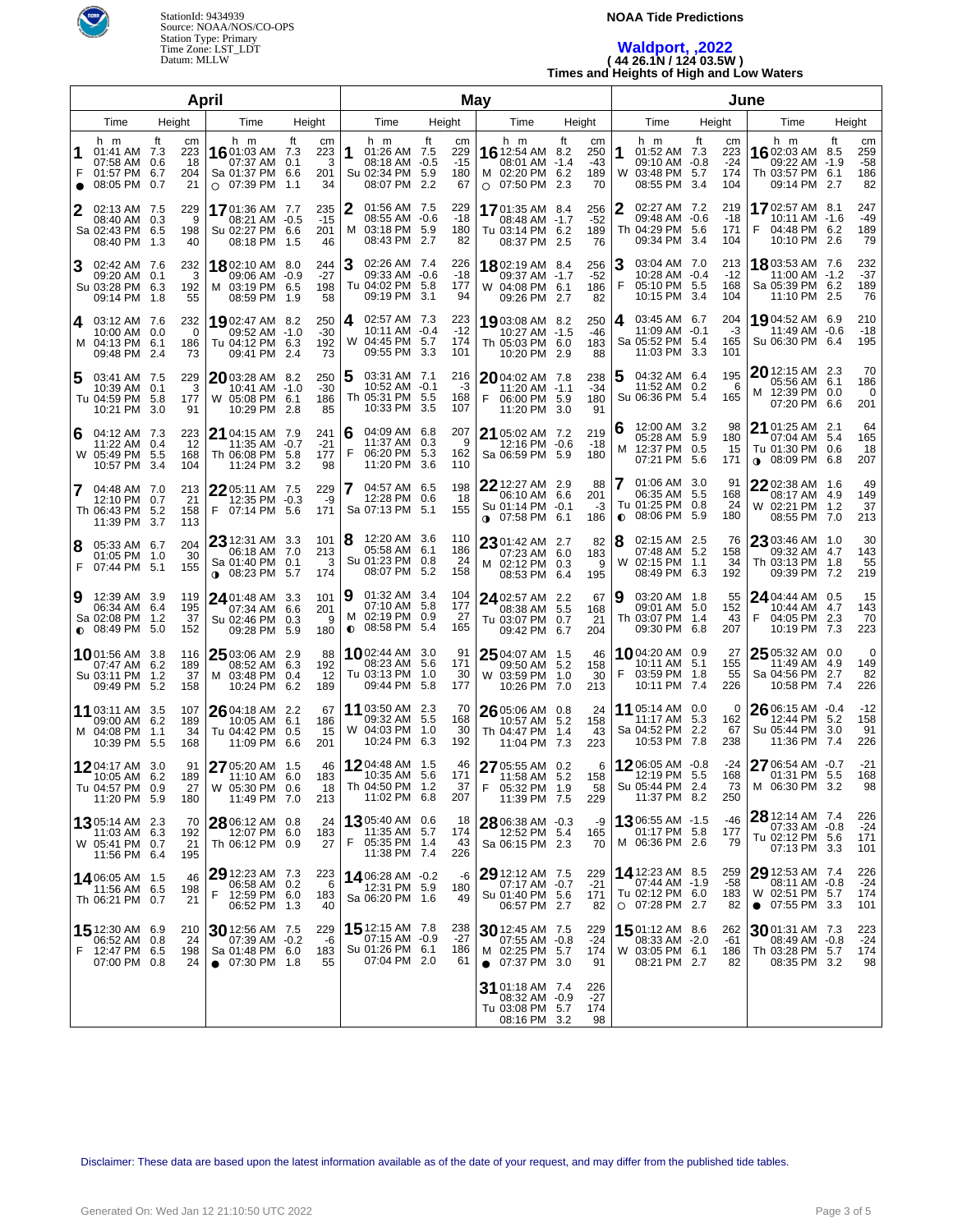StationId: 9434939
Source: NOAA/NOS/CO-OPS
Station Type: Primary
Time Zone: LST_LDT
Datum: MLLW

**NOAA Tide Predictions**

## Waldport, ,2022
**( 44 26.1N / 124 03.5W )**
**Times and Heights of High and Low Waters**

### April

| Day | Time | ft | cm | Day | Time | ft | cm |
|---|---|---|---|---|---|---|---|
| 1 F ● | 01:41 AM | 7.3 | 223 | 16 Sa ○ | 01:03 AM | 7.3 | 223 |
| | 07:58 AM | 0.6 | 18 | | 07:37 AM | 0.1 | 3 |
| | 01:57 PM | 6.7 | 204 | | 01:37 PM | 6.6 | 201 |
| | 08:05 PM | 0.7 | 21 | | 07:39 PM | 1.1 | 34 |
| 2 Sa | 02:13 AM | 7.5 | 229 | 17 Su | 01:36 AM | 7.7 | 235 |
| | 08:40 AM | 0.3 | 9 | | 08:21 AM | -0.5 | -15 |
| | 02:43 PM | 6.5 | 198 | | 02:27 PM | 6.6 | 201 |
| | 08:40 PM | 1.3 | 40 | | 08:18 PM | 1.5 | 46 |
| 3 Su | 02:42 AM | 7.6 | 232 | 18 M | 02:10 AM | 8.0 | 244 |
| | 09:20 AM | 0.1 | 3 | | 09:06 AM | -0.9 | -27 |
| | 03:28 PM | 6.3 | 192 | | 03:19 PM | 6.5 | 198 |
| | 09:14 PM | 1.8 | 55 | | 08:59 PM | 1.9 | 58 |
| 4 M | 03:12 AM | 7.6 | 232 | 19 Tu | 02:47 AM | 8.2 | 250 |
| | 10:00 AM | 0.0 | 0 | | 09:52 AM | -1.0 | -30 |
| | 04:13 PM | 6.1 | 186 | | 04:12 PM | 6.3 | 192 |
| | 09:48 PM | 2.4 | 73 | | 09:41 PM | 2.4 | 73 |
| 5 Tu | 03:41 AM | 7.5 | 229 | 20 W | 03:28 AM | 8.2 | 250 |
| | 10:39 AM | 0.1 | 3 | | 10:41 AM | -1.0 | -30 |
| | 04:59 PM | 5.8 | 177 | | 05:08 PM | 6.1 | 186 |
| | 10:21 PM | 3.0 | 91 | | 10:29 PM | 2.8 | 85 |
| 6 W | 04:12 AM | 7.3 | 223 | 21 Th | 04:15 AM | 7.9 | 241 |
| | 11:22 AM | 0.4 | 12 | | 11:35 AM | -0.7 | -21 |
| | 05:49 PM | 5.5 | 168 | | 06:08 PM | 5.8 | 177 |
| | 10:57 PM | 3.4 | 104 | | 11:24 PM | 3.2 | 98 |
| 7 Th | 04:48 AM | 7.0 | 213 | 22 F | 05:11 AM | 7.5 | 229 |
| | 12:10 PM | 0.7 | 21 | | 12:35 PM | -0.3 | -9 |
| | 06:43 PM | 5.2 | 158 | | 07:14 PM | 5.6 | 171 |
| | 11:39 PM | 3.7 | 113 | | | | |
| 8 F | 05:33 AM | 6.7 | 204 | 23 Sa ◑ | 12:31 AM | 3.3 | 101 |
| | 01:05 PM | 1.0 | 30 | | 06:18 AM | 7.0 | 213 |
| | 07:44 PM | 5.1 | 155 | | 01:40 PM | 0.1 | 3 |
| | | | | | 08:23 PM | 5.7 | 174 |
| 9 Sa ◐ | 12:39 AM | 3.9 | 119 | 24 Su | 01:48 AM | 3.3 | 101 |
| | 06:34 AM | 6.4 | 195 | | 07:34 AM | 6.6 | 201 |
| | 02:08 PM | 1.2 | 37 | | 02:46 PM | 0.3 | 9 |
| | 08:49 PM | 5.0 | 152 | | 09:28 PM | 5.9 | 180 |
| 10 Su | 01:56 AM | 3.8 | 116 | 25 M | 03:06 AM | 2.9 | 88 |
| | 07:47 AM | 6.2 | 189 | | 08:52 AM | 6.3 | 192 |
| | 03:11 PM | 1.2 | 37 | | 03:48 PM | 0.4 | 12 |
| | 09:49 PM | 5.2 | 158 | | 10:24 PM | 6.2 | 189 |
| 11 M | 03:11 AM | 3.5 | 107 | 26 Tu | 04:18 AM | 2.2 | 67 |
| | 09:00 AM | 6.2 | 189 | | 10:05 AM | 6.1 | 186 |
| | 04:08 PM | 1.1 | 34 | | 04:42 PM | 0.5 | 15 |
| | 10:39 PM | 5.5 | 168 | | 11:09 PM | 6.6 | 201 |
| 12 Tu | 04:17 AM | 3.0 | 91 | 27 W | 05:20 AM | 1.5 | 46 |
| | 10:05 AM | 6.2 | 189 | | 11:10 AM | 6.0 | 183 |
| | 04:57 PM | 0.9 | 27 | | 05:30 PM | 0.6 | 18 |
| | 11:20 PM | 5.9 | 180 | | 11:49 PM | 7.0 | 213 |
| 13 W | 05:14 AM | 2.3 | 70 | 28 Th | 06:12 AM | 0.8 | 24 |
| | 11:03 AM | 6.3 | 192 | | 12:07 PM | 6.0 | 183 |
| | 05:41 PM | 0.7 | 21 | | 06:12 PM | 0.9 | 27 |
| | 11:56 PM | 6.4 | 195 | | | | |
| 14 Th | 06:05 AM | 1.5 | 46 | 29 F | 12:23 AM | 7.3 | 223 |
| | 11:56 AM | 6.5 | 198 | | 06:58 AM | 0.2 | 6 |
| | 06:21 PM | 0.7 | 21 | | 12:59 PM | 6.0 | 183 |
| | | | | | 06:52 PM | 1.3 | 40 |
| 15 F | 12:30 AM | 6.9 | 210 | 30 Sa ● | 12:56 AM | 7.5 | 229 |
| | 06:52 AM | 0.8 | 24 | | 07:39 AM | -0.2 | -6 |
| | 12:47 PM | 6.5 | 198 | | 01:48 PM | 6.0 | 183 |
| | 07:00 PM | 0.8 | 24 | | 07:30 PM | 1.8 | 55 |

### May

| Day | Time | ft | cm | Day | Time | ft | cm |
|---|---|---|---|---|---|---|---|
| 1 Su | 01:26 AM | 7.5 | 229 | 16 M ○ | 12:54 AM | 8.2 | 250 |
| | 08:18 AM | -0.5 | -15 | | 08:01 AM | -1.4 | -43 |
| | 02:34 PM | 5.9 | 180 | | 02:20 PM | 6.2 | 189 |
| | 08:07 PM | 2.2 | 67 | | 07:50 PM | 2.3 | 70 |
| 2 M | 01:56 AM | 7.5 | 229 | 17 Tu | 01:35 AM | 8.4 | 256 |
| | 08:55 AM | -0.6 | -18 | | 08:48 AM | -1.7 | -52 |
| | 03:18 PM | 5.9 | 180 | | 03:14 PM | 6.2 | 189 |
| | 08:43 PM | 2.7 | 82 | | 08:37 PM | 2.5 | 76 |
| 3 Tu | 02:26 AM | 7.4 | 226 | 18 W | 02:19 AM | 8.4 | 256 |
| | 09:33 AM | -0.6 | -18 | | 09:37 AM | -1.7 | -52 |
| | 04:02 PM | 5.8 | 177 | | 04:08 PM | 6.1 | 186 |
| | 09:19 PM | 3.1 | 94 | | 09:26 PM | 2.7 | 82 |
| 4 W | 02:57 AM | 7.3 | 223 | 19 Th | 03:08 AM | 8.2 | 250 |
| | 10:11 AM | -0.4 | -12 | | 10:27 AM | -1.5 | -46 |
| | 04:45 PM | 5.7 | 174 | | 05:03 PM | 6.0 | 183 |
| | 09:55 PM | 3.3 | 101 | | 10:20 PM | 2.9 | 88 |
| 5 Th | 03:31 AM | 7.1 | 216 | 20 F | 04:02 AM | 7.8 | 238 |
| | 10:52 AM | -0.1 | -3 | | 11:20 AM | -1.1 | -34 |
| | 05:31 PM | 5.5 | 168 | | 06:00 PM | 5.9 | 180 |
| | 10:33 PM | 3.5 | 107 | | 11:20 PM | 3.0 | 91 |
| 6 F | 04:09 AM | 6.8 | 207 | 21 Sa | 05:02 AM | 7.2 | 219 |
| | 11:37 AM | 0.3 | 9 | | 12:16 PM | -0.6 | -18 |
| | 06:20 PM | 5.3 | 162 | | 06:59 PM | 5.9 | 180 |
| | 11:20 PM | 3.6 | 110 | | | | |
| 7 Sa | 04:57 AM | 6.5 | 198 | 22 Su ◑ | 12:27 AM | 2.9 | 88 |
| | 12:28 PM | 0.6 | 18 | | 06:10 AM | 6.6 | 201 |
| | 07:13 PM | 5.1 | 155 | | 01:14 PM | -0.1 | -3 |
| | | | | | 07:58 PM | 6.1 | 186 |
| 8 Su | 12:20 AM | 3.6 | 110 | 23 M | 01:42 AM | 2.7 | 82 |
| | 05:58 AM | 6.1 | 186 | | 07:23 AM | 6.0 | 183 |
| | 01:23 PM | 0.8 | 24 | | 02:12 PM | 0.3 | 9 |
| | 08:07 PM | 5.2 | 158 | | 08:53 PM | 6.4 | 195 |
| 9 M ◐ | 01:32 AM | 3.4 | 104 | 24 Tu | 02:57 AM | 2.2 | 67 |
| | 07:10 AM | 5.8 | 177 | | 08:38 AM | 5.5 | 168 |
| | 02:19 PM | 0.9 | 27 | | 03:07 PM | 0.7 | 21 |
| | 08:58 PM | 5.4 | 165 | | 09:42 PM | 6.7 | 204 |
| 10 Tu | 02:44 AM | 3.0 | 91 | 25 W | 04:07 AM | 1.5 | 46 |
| | 08:23 AM | 5.6 | 171 | | 09:50 AM | 5.2 | 158 |
| | 03:13 PM | 1.0 | 30 | | 03:59 PM | 1.0 | 30 |
| | 09:44 PM | 5.8 | 177 | | 10:26 PM | 7.0 | 213 |
| 11 W | 03:50 AM | 2.3 | 70 | 26 Th | 05:06 AM | 0.8 | 24 |
| | 09:32 AM | 5.5 | 168 | | 10:57 AM | 5.2 | 158 |
| | 04:03 PM | 1.0 | 30 | | 04:47 PM | 1.4 | 43 |
| | 10:24 PM | 6.3 | 192 | | 11:04 PM | 7.3 | 223 |
| 12 Th | 04:48 AM | 1.5 | 46 | 27 F | 05:55 AM | 0.2 | 6 |
| | 10:35 AM | 5.6 | 171 | | 11:58 AM | 5.2 | 158 |
| | 04:50 PM | 1.2 | 37 | | 05:32 PM | 1.9 | 58 |
| | 11:02 PM | 6.8 | 207 | | 11:39 PM | 7.5 | 229 |
| 13 F | 05:40 AM | 0.6 | 18 | 28 Sa | 06:38 AM | -0.3 | -9 |
| | 11:35 AM | 5.7 | 174 | | 12:52 PM | 5.4 | 165 |
| | 05:35 PM | 1.4 | 43 | | 06:15 PM | 2.3 | 70 |
| | 11:38 PM | 7.4 | 226 | | | | |
| 14 Sa | 06:28 AM | -0.2 | -6 | 29 Su | 12:12 AM | 7.5 | 229 |
| | 12:31 PM | 5.9 | 180 | | 07:17 AM | -0.7 | -21 |
| | 06:20 PM | 1.6 | 49 | | 01:40 PM | 5.6 | 171 |
| | | | | | 06:57 PM | 2.7 | 82 |
| 15 Su | 12:15 AM | 7.8 | 238 | 30 M ● | 12:45 AM | 7.5 | 229 |
| | 07:15 AM | -0.9 | -27 | | 07:55 AM | -0.8 | -24 |
| | 01:26 PM | 6.1 | 186 | | 02:25 PM | 5.7 | 174 |
| | 07:04 PM | 2.0 | 61 | | 07:37 PM | 3.0 | 91 |
| | | | | 31 Tu | 01:18 AM | 7.4 | 226 |
| | | | | | 08:32 AM | -0.9 | -27 |
| | | | | | 03:08 PM | 5.7 | 174 |
| | | | | | 08:16 PM | 3.2 | 98 |

### June

| Day | Time | ft | cm | Day | Time | ft | cm |
|---|---|---|---|---|---|---|---|
| 1 W | 01:52 AM | 7.3 | 223 | 16 Th | 02:03 AM | 8.5 | 259 |
| | 09:10 AM | -0.8 | -24 | | 09:22 AM | -1.9 | -58 |
| | 03:48 PM | 5.7 | 174 | | 03:57 PM | 6.1 | 186 |
| | 08:55 PM | 3.4 | 104 | | 09:14 PM | 2.7 | 82 |
| 2 Th | 02:27 AM | 7.2 | 219 | 17 F | 02:57 AM | 8.1 | 247 |
| | 09:48 AM | -0.6 | -18 | | 10:11 AM | -1.6 | -49 |
| | 04:29 PM | 5.6 | 171 | | 04:48 PM | 6.2 | 189 |
| | 09:34 PM | 3.4 | 104 | | 10:10 PM | 2.6 | 79 |
| 3 F | 03:04 AM | 7.0 | 213 | 18 Sa | 03:53 AM | 7.6 | 232 |
| | 10:28 AM | -0.4 | -12 | | 11:00 AM | -1.2 | -37 |
| | 05:10 PM | 5.5 | 168 | | 05:39 PM | 6.2 | 189 |
| | 10:15 PM | 3.4 | 104 | | 11:10 PM | 2.5 | 76 |
| 4 Sa | 03:45 AM | 6.7 | 204 | 19 Su | 04:52 AM | 6.9 | 210 |
| | 11:09 AM | -0.1 | -3 | | 11:49 AM | -0.6 | -18 |
| | 05:52 PM | 5.4 | 165 | | 06:30 PM | 6.4 | 195 |
| | 11:03 PM | 3.3 | 101 | | | | |
| 5 Su | 04:32 AM | 6.4 | 195 | 20 M | 12:15 AM | 2.3 | 70 |
| | 11:52 AM | 0.2 | 6 | | 05:56 AM | 6.1 | 186 |
| | 06:36 PM | 5.4 | 165 | | 12:39 PM | 0.0 | 0 |
| | | | | | 07:20 PM | 6.6 | 201 |
| 6 M | 12:00 AM | 3.2 | 98 | 21 Tu ◑ | 01:25 AM | 2.1 | 64 |
| | 05:28 AM | 5.9 | 180 | | 07:04 AM | 5.4 | 165 |
| | 12:37 PM | 0.5 | 15 | | 01:30 PM | 0.6 | 18 |
| | 07:21 PM | 5.6 | 171 | | 08:09 PM | 6.8 | 207 |
| 7 Tu ◐ | 01:06 AM | 3.0 | 91 | 22 W | 02:38 AM | 1.6 | 49 |
| | 06:35 AM | 5.5 | 168 | | 08:17 AM | 4.9 | 149 |
| | 01:25 PM | 0.8 | 24 | | 02:21 PM | 1.2 | 37 |
| | 08:06 PM | 5.9 | 180 | | 08:55 PM | 7.0 | 213 |
| 8 W | 02:15 AM | 2.5 | 76 | 23 Th | 03:46 AM | 1.0 | 30 |
| | 07:48 AM | 5.2 | 158 | | 09:32 AM | 4.7 | 143 |
| | 02:15 PM | 1.1 | 34 | | 03:13 PM | 1.8 | 55 |
| | 08:49 PM | 6.3 | 192 | | 09:39 PM | 7.2 | 219 |
| 9 Th | 03:20 AM | 1.8 | 55 | 24 F | 04:44 AM | 0.5 | 15 |
| | 09:01 AM | 5.0 | 152 | | 10:44 AM | 4.7 | 143 |
| | 03:07 PM | 1.4 | 43 | | 04:05 PM | 2.3 | 70 |
| | 09:30 PM | 6.8 | 207 | | 10:19 PM | 7.3 | 223 |
| 10 F | 04:20 AM | 0.9 | 27 | 25 Sa | 05:32 AM | 0.0 | 0 |
| | 10:11 AM | 5.1 | 155 | | 11:49 AM | 4.9 | 149 |
| | 03:59 PM | 1.8 | 55 | | 04:56 PM | 2.7 | 82 |
| | 10:11 PM | 7.4 | 226 | | 10:58 PM | 7.4 | 226 |
| 11 Sa | 05:14 AM | 0.0 | 0 | 26 Su | 06:15 AM | -0.4 | -12 |
| | 11:17 AM | 5.3 | 162 | | 12:44 PM | 5.2 | 158 |
| | 04:52 PM | 2.2 | 67 | | 05:44 PM | 3.0 | 91 |
| | 10:53 PM | 7.8 | 238 | | 11:36 PM | 7.4 | 226 |
| 12 Su | 06:05 AM | -0.8 | -24 | 27 M | 06:54 AM | -0.7 | -21 |
| | 12:19 PM | 5.5 | 168 | | 01:31 PM | 5.5 | 168 |
| | 05:44 PM | 2.4 | 73 | | 06:30 PM | 3.2 | 98 |
| | 11:37 PM | 8.2 | 250 | | | | |
| 13 M | 06:55 AM | -1.5 | -46 | 28 Tu | 12:14 AM | 7.4 | 226 |
| | 01:17 PM | 5.8 | 177 | | 07:33 AM | -0.8 | -24 |
| | 06:36 PM | 2.6 | 79 | | 02:12 PM | 5.6 | 171 |
| | | | | | 07:13 PM | 3.3 | 101 |
| 14 Tu ○ | 12:23 AM | 8.5 | 259 | 29 W ● | 12:53 AM | 7.4 | 226 |
| | 07:44 AM | -1.9 | -58 | | 08:11 AM | -0.8 | -24 |
| | 02:12 PM | 6.0 | 183 | | 02:51 PM | 5.7 | 174 |
| | 07:28 PM | 2.7 | 82 | | 07:55 PM | 3.3 | 101 |
| 15 W | 01:12 AM | 8.6 | 262 | 30 Th | 01:31 AM | 7.3 | 223 |
| | 08:33 AM | -2.0 | -61 | | 08:49 AM | -0.8 | -24 |
| | 03:05 PM | 6.1 | 186 | | 03:28 PM | 5.7 | 174 |
| | 08:21 PM | 2.7 | 82 | | 08:35 PM | 3.2 | 98 |

Disclaimer: These data are based upon the latest information available as of the date of your request, and may differ from the published tide tables.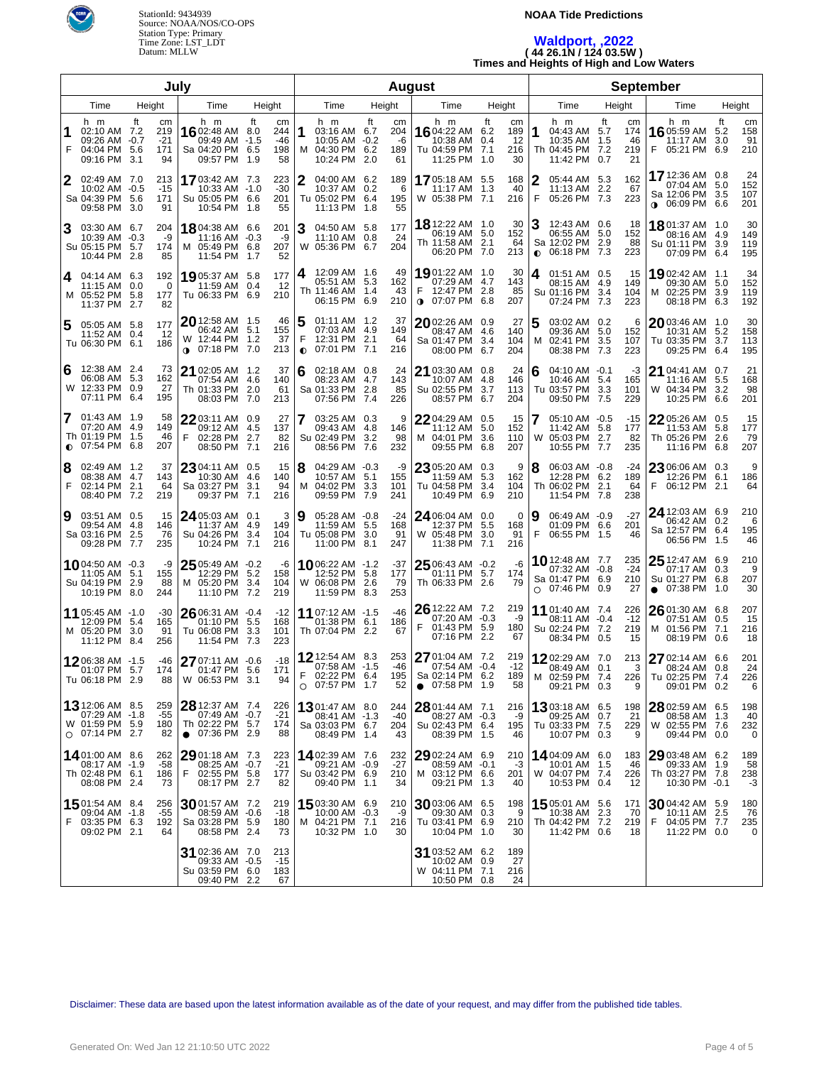StationId: 9434939
Source: NOAA/NOS/CO-OPS
Station Type: Primary
Time Zone: LST_LDT
Datum: MLLW

**NOAA Tide Predictions**

## Waldport, ,2022
**( 44 26.1N / 124 03.5W )**
**Times and Heights of High and Low Waters**

## July

| Day | Time | ft | cm | Day | Time | ft | cm |
|---|---|---|---|---|---|---|---|
| 1 F | 02:10 AM | 7.2 | 219 | 16 Sa | 02:48 AM | 8.0 | 244 |
| | 09:26 AM | -0.7 | -21 | | 09:49 AM | -1.5 | -46 |
| | 04:04 PM | 5.6 | 171 | | 04:20 PM | 6.5 | 198 |
| | 09:16 PM | 3.1 | 94 | | 09:57 PM | 1.9 | 58 |
| 2 Sa | 02:49 AM | 7.0 | 213 | 17 Su | 03:42 AM | 7.3 | 223 |
| | 10:02 AM | -0.5 | -15 | | 10:33 AM | -1.0 | -30 |
| | 04:39 PM | 5.6 | 171 | | 05:05 PM | 6.6 | 201 |
| | 09:58 PM | 3.0 | 91 | | 10:54 PM | 1.8 | 55 |
| 3 Su | 03:30 AM | 6.7 | 204 | 18 M | 04:38 AM | 6.6 | 201 |
| | 10:39 AM | -0.3 | -9 | | 11:16 AM | -0.3 | -9 |
| | 05:15 PM | 5.7 | 174 | | 05:49 PM | 6.8 | 207 |
| | 10:44 PM | 2.8 | 85 | | 11:54 PM | 1.7 | 52 |
| 4 M | 04:14 AM | 6.3 | 192 | 19 Tu | 05:37 AM | 5.8 | 177 |
| | 11:15 AM | 0.0 | 0 | | 11:59 AM | 0.4 | 12 |
| | 05:52 PM | 5.8 | 177 | | 06:33 PM | 6.9 | 210 |
| | 11:37 PM | 2.7 | 82 | | | | |
| 5 Tu | 05:05 AM | 5.8 | 177 | 20 W ◑ | 12:58 AM | 1.5 | 46 |
| | 11:52 AM | 0.4 | 12 | | 06:42 AM | 5.1 | 155 |
| | 06:30 PM | 6.1 | 186 | | 12:44 PM | 1.2 | 37 |
| | | | | | 07:18 PM | 7.0 | 213 |
| 6 W | 12:38 AM | 2.4 | 73 | 21 Th | 02:05 AM | 1.2 | 37 |
| | 06:08 AM | 5.3 | 162 | | 07:54 AM | 4.6 | 140 |
| | 12:33 PM | 0.9 | 27 | | 01:33 PM | 2.0 | 61 |
| | 07:11 PM | 6.4 | 195 | | 08:03 PM | 7.0 | 213 |
| 7 Th ◐ | 01:43 AM | 1.9 | 58 | 22 F | 03:11 AM | 0.9 | 27 |
| | 07:20 AM | 4.9 | 149 | | 09:12 AM | 4.5 | 137 |
| | 01:19 PM | 1.5 | 46 | | 02:28 PM | 2.7 | 82 |
| | 07:54 PM | 6.8 | 207 | | 08:50 PM | 7.1 | 216 |
| 8 F | 02:49 AM | 1.2 | 37 | 23 Sa | 04:11 AM | 0.5 | 15 |
| | 08:38 AM | 4.7 | 143 | | 10:30 AM | 4.6 | 140 |
| | 02:14 PM | 2.1 | 64 | | 03:27 PM | 3.1 | 94 |
| | 08:40 PM | 7.2 | 219 | | 09:37 PM | 7.1 | 216 |
| 9 Sa | 03:51 AM | 0.5 | 15 | 24 Su | 05:03 AM | 0.1 | 3 |
| | 09:54 AM | 4.8 | 146 | | 11:37 AM | 4.9 | 149 |
| | 03:16 PM | 2.5 | 76 | | 04:26 PM | 3.4 | 104 |
| | 09:28 PM | 7.7 | 235 | | 10:24 PM | 7.1 | 216 |
| 10 Su | 04:50 AM | -0.3 | -9 | 25 M | 05:49 AM | -0.2 | -6 |
| | 11:05 AM | 5.1 | 155 | | 12:29 PM | 5.2 | 158 |
| | 04:19 PM | 2.9 | 88 | | 05:20 PM | 3.4 | 104 |
| | 10:19 PM | 8.0 | 244 | | 11:10 PM | 7.2 | 219 |
| 11 M | 05:45 AM | -1.0 | -30 | 26 Tu | 06:31 AM | -0.4 | -12 |
| | 12:09 PM | 5.4 | 165 | | 01:10 PM | 5.5 | 168 |
| | 05:20 PM | 3.0 | 91 | | 06:08 PM | 3.3 | 101 |
| | 11:12 PM | 8.4 | 256 | | 11:54 PM | 7.3 | 223 |
| 12 Tu | 06:38 AM | -1.5 | -46 | 27 W | 07:11 AM | -0.6 | -18 |
| | 01:07 PM | 5.7 | 174 | | 01:47 PM | 5.6 | 171 |
| | 06:18 PM | 2.9 | 88 | | 06:53 PM | 3.1 | 94 |
| 13 W ○ | 12:06 AM | 8.5 | 259 | 28 Th ● | 12:37 AM | 7.4 | 226 |
| | 07:29 AM | -1.8 | -55 | | 07:49 AM | -0.7 | -21 |
| | 01:59 PM | 5.9 | 180 | | 02:22 PM | 5.7 | 174 |
| | 07:14 PM | 2.7 | 82 | | 07:36 PM | 2.9 | 88 |
| 14 Th | 01:00 AM | 8.6 | 262 | 29 F | 01:18 AM | 7.3 | 223 |
| | 08:17 AM | -1.9 | -58 | | 08:25 AM | -0.7 | -21 |
| | 02:48 PM | 6.1 | 186 | | 02:55 PM | 5.8 | 177 |
| | 08:08 PM | 2.4 | 73 | | 08:17 PM | 2.7 | 82 |
| 15 F | 01:54 AM | 8.4 | 256 | 30 Sa | 01:57 AM | 7.2 | 219 |
| | 09:04 AM | -1.8 | -55 | | 08:59 AM | -0.6 | -18 |
| | 03:35 PM | 6.3 | 192 | | 03:28 PM | 5.9 | 180 |
| | 09:02 PM | 2.1 | 64 | | 08:58 PM | 2.4 | 73 |
| | | | | 31 Su | 02:36 AM | 7.0 | 213 |
| | | | | | 09:33 AM | -0.5 | -15 |
| | | | | | 03:59 PM | 6.0 | 183 |
| | | | | | 09:40 PM | 2.2 | 67 |

## August

| Day | Time | ft | cm | Day | Time | ft | cm |
|---|---|---|---|---|---|---|---|
| 1 M | 03:16 AM | 6.7 | 204 | 16 Tu | 04:22 AM | 6.2 | 189 |
| | 10:05 AM | -0.2 | -6 | | 10:38 AM | 0.4 | 12 |
| | 04:30 PM | 6.2 | 189 | | 04:59 PM | 7.1 | 216 |
| | 10:24 PM | 2.0 | 61 | | 11:25 PM | 1.0 | 30 |
| 2 Tu | 04:00 AM | 6.2 | 189 | 17 W | 05:18 AM | 5.5 | 168 |
| | 10:37 AM | 0.2 | 6 | | 11:17 AM | 1.3 | 40 |
| | 05:02 PM | 6.4 | 195 | | 05:38 PM | 7.1 | 216 |
| | 11:13 PM | 1.8 | 55 | | | | |
| 3 W | 04:50 AM | 5.8 | 177 | 18 Th | 12:22 AM | 1.0 | 30 |
| | 11:10 AM | 0.8 | 24 | | 06:19 AM | 5.0 | 152 |
| | 05:36 PM | 6.7 | 204 | | 11:58 AM | 2.1 | 64 |
| | | | | | 06:20 PM | 7.0 | 213 |
| 4 Th | 12:09 AM | 1.6 | 49 | 19 F ◑ | 01:22 AM | 1.0 | 30 |
| | 05:51 AM | 5.3 | 162 | | 07:29 AM | 4.7 | 143 |
| | 11:46 AM | 1.4 | 43 | | 12:47 PM | 2.8 | 85 |
| | 06:15 PM | 6.9 | 210 | | 07:07 PM | 6.8 | 207 |
| 5 F ◐ | 01:11 AM | 1.2 | 37 | 20 Sa | 02:26 AM | 0.9 | 27 |
| | 07:03 AM | 4.9 | 149 | | 08:47 AM | 4.6 | 140 |
| | 12:31 PM | 2.1 | 64 | | 01:47 PM | 3.4 | 104 |
| | 07:01 PM | 7.1 | 216 | | 08:00 PM | 6.7 | 204 |
| 6 Sa | 02:18 AM | 0.8 | 24 | 21 Su | 03:30 AM | 0.8 | 24 |
| | 08:23 AM | 4.7 | 143 | | 10:07 AM | 4.8 | 146 |
| | 01:33 PM | 2.8 | 85 | | 02:55 PM | 3.7 | 113 |
| | 07:56 PM | 7.4 | 226 | | 08:57 PM | 6.7 | 204 |
| 7 Su | 03:25 AM | 0.3 | 9 | 22 M | 04:29 AM | 0.5 | 15 |
| | 09:43 AM | 4.8 | 146 | | 11:12 AM | 5.0 | 152 |
| | 02:49 PM | 3.2 | 98 | | 04:01 PM | 3.6 | 110 |
| | 08:56 PM | 7.6 | 232 | | 09:55 PM | 6.8 | 207 |
| 8 M | 04:29 AM | -0.3 | -9 | 23 Tu | 05:20 AM | 0.3 | 9 |
| | 10:57 AM | 5.1 | 155 | | 11:59 AM | 5.3 | 162 |
| | 04:02 PM | 3.3 | 101 | | 04:58 PM | 3.4 | 104 |
| | 09:59 PM | 7.9 | 241 | | 10:49 PM | 6.9 | 210 |
| 9 Tu | 05:28 AM | -0.8 | -24 | 24 W | 06:04 AM | 0.0 | 0 |
| | 11:59 AM | 5.5 | 168 | | 12:37 PM | 5.5 | 168 |
| | 05:08 PM | 3.0 | 91 | | 05:48 PM | 3.0 | 91 |
| | 11:00 PM | 8.1 | 247 | | 11:38 PM | 7.1 | 216 |
| 10 W | 06:22 AM | -1.2 | -37 | 25 Th | 06:43 AM | -0.2 | -6 |
| | 12:52 PM | 5.8 | 177 | | 01:11 PM | 5.7 | 174 |
| | 06:08 PM | 2.6 | 79 | | 06:33 PM | 2.6 | 79 |
| | 11:59 PM | 8.3 | 253 | | | | |
| 11 Th | 07:12 AM | -1.5 | -46 | 26 F | 12:22 AM | 7.2 | 219 |
| | 01:38 PM | 6.1 | 186 | | 07:20 AM | -0.3 | -9 |
| | 07:04 PM | 2.2 | 67 | | 01:43 PM | 5.9 | 180 |
| | | | | | 07:16 PM | 2.2 | 67 |
| 12 F ○ | 12:54 AM | 8.3 | 253 | 27 Sa ● | 01:04 AM | 7.2 | 219 |
| | 07:58 AM | -1.5 | -46 | | 07:54 AM | -0.4 | -12 |
| | 02:22 PM | 6.4 | 195 | | 02:14 PM | 6.2 | 189 |
| | 07:57 PM | 1.7 | 52 | | 07:58 PM | 1.9 | 58 |
| 13 Sa | 01:47 AM | 8.0 | 244 | 28 Su | 01:44 AM | 7.1 | 216 |
| | 08:41 AM | -1.3 | -40 | | 08:27 AM | -0.3 | -9 |
| | 03:03 PM | 6.7 | 204 | | 02:43 PM | 6.4 | 195 |
| | 08:49 PM | 1.4 | 43 | | 08:39 PM | 1.5 | 46 |
| 14 Su | 02:39 AM | 7.6 | 232 | 29 M | 02:24 AM | 6.9 | 210 |
| | 09:21 AM | -0.9 | -27 | | 08:59 AM | -0.1 | -3 |
| | 03:42 PM | 6.9 | 210 | | 03:12 PM | 6.6 | 201 |
| | 09:40 PM | 1.1 | 34 | | 09:21 PM | 1.3 | 40 |
| 15 M | 03:30 AM | 6.9 | 210 | 30 Tu | 03:06 AM | 6.5 | 198 |
| | 10:00 AM | -0.3 | -9 | | 09:30 AM | 0.3 | 9 |
| | 04:21 PM | 7.1 | 216 | | 03:41 PM | 6.9 | 210 |
| | 10:32 PM | 1.0 | 30 | | 10:04 PM | 1.0 | 30 |
| | | | | 31 W | 03:52 AM | 6.2 | 189 |
| | | | | | 10:02 AM | 0.9 | 27 |
| | | | | | 04:11 PM | 7.1 | 216 |
| | | | | | 10:50 PM | 0.8 | 24 |

## September

| Day | Time | ft | cm | Day | Time | ft | cm |
|---|---|---|---|---|---|---|---|
| 1 Th | 04:43 AM | 5.7 | 174 | 16 F | 05:59 AM | 5.2 | 158 |
| | 10:35 AM | 1.5 | 46 | | 11:17 AM | 3.0 | 91 |
| | 04:45 PM | 7.2 | 219 | | 05:21 PM | 6.9 | 210 |
| | 11:42 PM | 0.7 | 21 | | | | |
| 2 F | 05:44 AM | 5.3 | 162 | 17 Sa ◑ | 12:36 AM | 0.8 | 24 |
| | 11:13 AM | 2.2 | 67 | | 07:04 AM | 5.0 | 152 |
| | 05:26 PM | 7.3 | 223 | | 12:06 PM | 3.5 | 107 |
| | | | | | 06:09 PM | 6.6 | 201 |
| 3 Sa ◐ | 12:43 AM | 0.6 | 18 | 18 Su | 01:37 AM | 1.0 | 30 |
| | 06:55 AM | 5.0 | 152 | | 08:16 AM | 4.9 | 149 |
| | 12:02 PM | 2.9 | 88 | | 01:11 PM | 3.9 | 119 |
| | 06:18 PM | 7.3 | 223 | | 07:09 PM | 6.4 | 195 |
| 4 Su | 01:51 AM | 0.5 | 15 | 19 M | 02:42 AM | 1.1 | 34 |
| | 08:15 AM | 4.9 | 149 | | 09:30 AM | 5.0 | 152 |
| | 01:16 PM | 3.4 | 104 | | 02:25 PM | 3.9 | 119 |
| | 07:24 PM | 7.3 | 223 | | 08:18 PM | 6.3 | 192 |
| 5 M | 03:02 AM | 0.2 | 6 | 20 Tu | 03:46 AM | 1.0 | 30 |
| | 09:36 AM | 5.0 | 152 | | 10:31 AM | 5.2 | 158 |
| | 02:41 PM | 3.5 | 107 | | 03:35 PM | 3.7 | 113 |
| | 08:38 PM | 7.3 | 223 | | 09:25 PM | 6.4 | 195 |
| 6 Tu | 04:10 AM | -0.1 | -3 | 21 W | 04:41 AM | 0.7 | 21 |
| | 10:46 AM | 5.4 | 165 | | 11:16 AM | 5.5 | 168 |
| | 03:57 PM | 3.3 | 101 | | 04:34 PM | 3.2 | 98 |
| | 09:50 PM | 7.5 | 229 | | 10:25 PM | 6.6 | 201 |
| 7 W | 05:10 AM | -0.5 | -15 | 22 Th | 05:26 AM | 0.5 | 15 |
| | 11:42 AM | 5.8 | 177 | | 11:53 AM | 5.8 | 177 |
| | 05:03 PM | 2.7 | 82 | | 05:26 PM | 2.6 | 79 |
| | 10:55 PM | 7.7 | 235 | | 11:16 PM | 6.8 | 207 |
| 8 Th | 06:03 AM | -0.8 | -24 | 23 F | 06:06 AM | 0.3 | 9 |
| | 12:28 PM | 6.2 | 189 | | 12:26 PM | 6.1 | 186 |
| | 06:02 PM | 2.1 | 64 | | 06:12 PM | 2.1 | 64 |
| | 11:54 PM | 7.8 | 238 | | | | |
| 9 F | 06:49 AM | -0.9 | -27 | 24 Sa | 12:03 AM | 6.9 | 210 |
| | 01:09 PM | 6.6 | 201 | | 06:42 AM | 0.2 | 6 |
| | 06:55 PM | 1.5 | 46 | | 12:57 PM | 6.4 | 195 |
| | | | | | 06:56 PM | 1.5 | 46 |
| 10 Sa ○ | 12:48 AM | 7.7 | 235 | 25 Su ● | 12:47 AM | 6.9 | 210 |
| | 07:32 AM | -0.8 | -24 | | 07:17 AM | 0.3 | 9 |
| | 01:47 PM | 6.9 | 210 | | 01:27 PM | 6.8 | 207 |
| | 07:46 PM | 0.9 | 27 | | 07:38 PM | 1.0 | 30 |
| 11 Su | 01:40 AM | 7.4 | 226 | 26 M | 01:30 AM | 6.8 | 207 |
| | 08:11 AM | -0.4 | -12 | | 07:51 AM | 0.5 | 15 |
| | 02:24 PM | 7.2 | 219 | | 01:56 PM | 7.1 | 216 |
| | 08:34 PM | 0.5 | 15 | | 08:19 PM | 0.6 | 18 |
| 12 M | 02:29 AM | 7.0 | 213 | 27 Tu | 02:14 AM | 6.6 | 201 |
| | 08:49 AM | 0.1 | 3 | | 08:24 AM | 0.8 | 24 |
| | 02:59 PM | 7.4 | 226 | | 02:25 PM | 7.4 | 226 |
| | 09:21 PM | 0.3 | 9 | | 09:01 PM | 0.2 | 6 |
| 13 Tu | 03:18 AM | 6.5 | 198 | 28 W | 02:59 AM | 6.5 | 198 |
| | 09:25 AM | 0.7 | 21 | | 08:58 AM | 1.3 | 40 |
| | 03:33 PM | 7.5 | 229 | | 02:55 PM | 7.6 | 232 |
| | 10:07 PM | 0.3 | 9 | | 09:44 PM | 0.0 | 0 |
| 14 W | 04:09 AM | 6.0 | 183 | 29 Th | 03:48 AM | 6.2 | 189 |
| | 10:01 AM | 1.5 | 46 | | 09:33 AM | 1.9 | 58 |
| | 04:07 PM | 7.4 | 226 | | 03:27 PM | 7.8 | 238 |
| | 10:53 PM | 0.4 | 12 | | 10:30 PM | -0.1 | -3 |
| 15 Th | 05:01 AM | 5.6 | 171 | 30 F | 04:42 AM | 5.9 | 180 |
| | 10:38 AM | 2.3 | 70 | | 10:11 AM | 2.5 | 76 |
| | 04:42 PM | 7.2 | 219 | | 04:05 PM | 7.7 | 235 |
| | 11:42 PM | 0.6 | 18 | | 11:22 PM | 0.0 | 0 |

Disclaimer: These data are based upon the latest information available as of the date of your request, and may differ from the published tide tables.

Generated On: Wed Jan 12 21:10:50 UTC 2022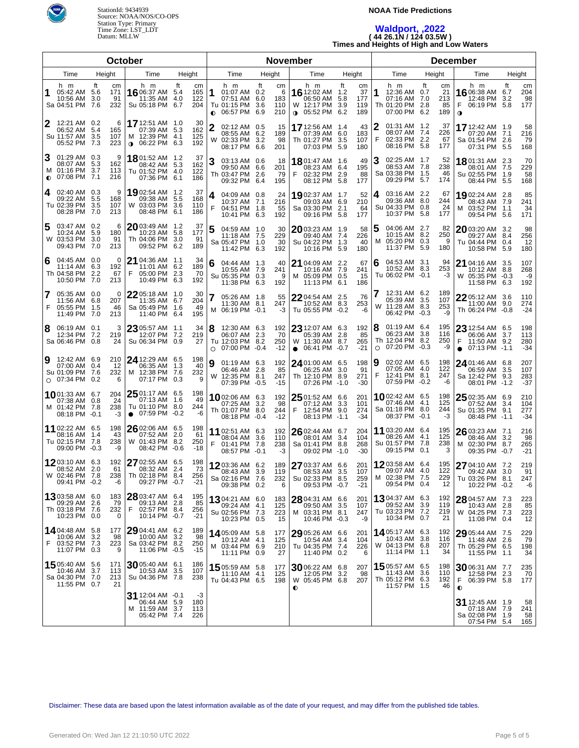StationId: 9434939
Source: NOAA/NOS/CO-OPS
Station Type: Primary
Time Zone: LST_LDT
Datum: MLLW

**NOAA Tide Predictions**

# Waldport, ,2022

**( 44 26.1N / 124 03.5W )**

**Times and Heights of High and Low Waters**

## October

| Day | Time | ft | cm | Day | Time | ft | cm |
|---|---|---|---|---|---|---|---|
| 1 Sa | 05:42 AM | 5.6 | 171 | 16 Su | 06:37 AM | 5.4 | 165 |
| | 10:56 AM | 3.0 | 91 | | 11:35 AM | 4.0 | 122 |
| | 04:51 PM | 7.6 | 232 | | 05:18 PM | 6.7 | 204 |
| 2 Su | 12:21 AM | 0.2 | 6 | 17 M ◑ | 12:51 AM | 1.0 | 30 |
| | 06:52 AM | 5.4 | 165 | | 07:39 AM | 5.3 | 162 |
| | 11:57 AM | 3.5 | 107 | | 12:39 PM | 4.1 | 125 |
| | 05:52 PM | 7.3 | 223 | | 06:22 PM | 6.3 | 192 |
| 3 M ◐ | 01:29 AM | 0.3 | 9 | 18 Tu | 01:52 AM | 1.2 | 37 |
| | 08:07 AM | 5.3 | 162 | | 08:42 AM | 5.3 | 162 |
| | 01:16 PM | 3.7 | 113 | | 01:52 PM | 4.0 | 122 |
| | 07:08 PM | 7.1 | 216 | | 07:36 PM | 6.1 | 186 |
| 4 Tu | 02:40 AM | 0.3 | 9 | 19 W | 02:54 AM | 1.2 | 37 |
| | 09:22 AM | 5.5 | 168 | | 09:38 AM | 5.5 | 168 |
| | 02:39 PM | 3.5 | 107 | | 03:03 PM | 3.6 | 110 |
| | 08:28 PM | 7.0 | 213 | | 08:48 PM | 6.1 | 186 |
| 5 W | 03:47 AM | 0.2 | 6 | 20 Th | 03:49 AM | 1.2 | 37 |
| | 10:24 AM | 5.9 | 180 | | 10:23 AM | 5.8 | 177 |
| | 03:53 PM | 3.0 | 91 | | 04:06 PM | 3.0 | 91 |
| | 09:43 PM | 7.0 | 213 | | 09:52 PM | 6.2 | 189 |
| 6 Th | 04:45 AM | 0.0 | 0 | 21 F | 04:36 AM | 1.1 | 34 |
| | 11:14 AM | 6.3 | 192 | | 11:01 AM | 6.2 | 189 |
| | 04:58 PM | 2.2 | 67 | | 05:00 PM | 2.3 | 70 |
| | 10:50 PM | 7.0 | 213 | | 10:49 PM | 6.3 | 192 |
| 7 F | 05:35 AM | 0.0 | 0 | 22 Sa | 05:18 AM | 1.0 | 30 |
| | 11:56 AM | 6.8 | 207 | | 11:35 AM | 6.7 | 204 |
| | 05:55 PM | 1.5 | 46 | | 05:49 PM | 1.6 | 49 |
| | 11:49 PM | 7.0 | 213 | | 11:40 PM | 6.4 | 195 |
| 8 Sa | 06:19 AM | 0.1 | 3 | 23 Su | 05:57 AM | 1.1 | 34 |
| | 12:34 PM | 7.2 | 219 | | 12:07 PM | 7.2 | 219 |
| | 06:46 PM | 0.8 | 24 | | 06:34 PM | 0.9 | 27 |
| 9 Su ○ | 12:42 AM | 6.9 | 210 | 24 M | 12:29 AM | 6.5 | 198 |
| | 07:00 AM | 0.4 | 12 | | 06:35 AM | 1.3 | 40 |
| | 01:09 PM | 7.6 | 232 | | 12:38 PM | 7.6 | 232 |
| | 07:34 PM | 0.2 | 6 | | 07:17 PM | 0.3 | 9 |
| 10 M | 01:33 AM | 6.7 | 204 | 25 Tu ● | 01:17 AM | 6.5 | 198 |
| | 07:38 AM | 0.8 | 24 | | 07:13 AM | 1.6 | 49 |
| | 01:42 PM | 7.8 | 238 | | 01:10 PM | 8.0 | 244 |
| | 08:18 PM | -0.1 | -3 | | 07:59 PM | -0.2 | -6 |
| 11 Tu | 02:22 AM | 6.5 | 198 | 26 W | 02:06 AM | 6.5 | 198 |
| | 08:16 AM | 1.4 | 43 | | 07:52 AM | 2.0 | 61 |
| | 02:15 PM | 7.8 | 238 | | 01:43 PM | 8.2 | 250 |
| | 09:00 PM | -0.3 | -9 | | 08:42 PM | -0.6 | -18 |
| 12 W | 03:10 AM | 6.3 | 192 | 27 Th | 02:55 AM | 6.5 | 198 |
| | 08:52 AM | 2.0 | 61 | | 08:32 AM | 2.4 | 73 |
| | 02:46 PM | 7.8 | 238 | | 02:18 PM | 8.4 | 256 |
| | 09:41 PM | -0.2 | -6 | | 09:27 PM | -0.7 | -21 |
| 13 Th | 03:58 AM | 6.0 | 183 | 28 F | 03:47 AM | 6.4 | 195 |
| | 09:29 AM | 2.6 | 79 | | 09:13 AM | 2.8 | 85 |
| | 03:18 PM | 7.6 | 232 | | 02:57 PM | 8.4 | 256 |
| | 10:23 PM | 0.0 | 0 | | 10:14 PM | -0.7 | -21 |
| 14 F | 04:48 AM | 5.8 | 177 | 29 Sa | 04:41 AM | 6.2 | 189 |
| | 10:06 AM | 3.2 | 98 | | 10:00 AM | 3.2 | 98 |
| | 03:52 PM | 7.3 | 223 | | 03:42 PM | 8.2 | 250 |
| | 11:07 PM | 0.3 | 9 | | 11:06 PM | -0.5 | -15 |
| 15 Sa | 05:40 AM | 5.6 | 171 | 30 Su | 05:40 AM | 6.1 | 186 |
| | 10:46 AM | 3.7 | 113 | | 10:53 AM | 3.5 | 107 |
| | 04:30 PM | 7.0 | 213 | | 04:36 PM | 7.8 | 238 |
| | 11:55 PM | 0.7 | 21 | | | | |
| | | | | 31 M | 12:04 AM | -0.1 | -3 |
| | | | | | 06:44 AM | 5.9 | 180 |
| | | | | | 11:59 AM | 3.7 | 113 |
| | | | | | 05:42 PM | 7.4 | 226 |

## November

| Day | Time | ft | cm | Day | Time | ft | cm |
|---|---|---|---|---|---|---|---|
| 1 Tu ◐ | 01:07 AM | 0.2 | 6 | 16 W ◑ | 12:02 AM | 1.2 | 37 |
| | 07:51 AM | 6.0 | 183 | | 06:50 AM | 5.8 | 177 |
| | 01:15 PM | 3.6 | 110 | | 12:17 PM | 3.9 | 119 |
| | 06:57 PM | 6.9 | 210 | | 05:52 PM | 6.2 | 189 |
| 2 W | 02:12 AM | 0.5 | 15 | 17 Th | 12:56 AM | 1.4 | 43 |
| | 08:55 AM | 6.2 | 189 | | 07:39 AM | 6.0 | 183 |
| | 02:33 PM | 3.2 | 98 | | 01:27 PM | 3.5 | 107 |
| | 08:17 PM | 6.6 | 201 | | 07:03 PM | 5.9 | 180 |
| 3 Th | 03:13 AM | 0.6 | 18 | 18 F | 01:47 AM | 1.6 | 49 |
| | 09:50 AM | 6.6 | 201 | | 08:23 AM | 6.4 | 195 |
| | 03:47 PM | 2.6 | 79 | | 02:32 PM | 2.9 | 88 |
| | 09:32 PM | 6.4 | 195 | | 08:12 PM | 5.8 | 177 |
| 4 F | 04:09 AM | 0.8 | 24 | 19 Sa | 02:37 AM | 1.7 | 52 |
| | 10:37 AM | 7.1 | 216 | | 09:03 AM | 6.9 | 210 |
| | 04:51 PM | 1.8 | 55 | | 03:30 PM | 2.1 | 64 |
| | 10:41 PM | 6.3 | 192 | | 09:16 PM | 5.8 | 177 |
| 5 Sa | 04:59 AM | 1.0 | 30 | 20 Su | 03:23 AM | 1.9 | 58 |
| | 11:18 AM | 7.5 | 229 | | 09:40 AM | 7.4 | 226 |
| | 05:47 PM | 1.0 | 30 | | 04:22 PM | 1.3 | 40 |
| | 11:42 PM | 6.3 | 192 | | 10:16 PM | 5.9 | 180 |
| 6 Su | 04:44 AM | 1.3 | 40 | 21 M | 04:09 AM | 2.2 | 67 |
| | 10:55 AM | 7.9 | 241 | | 10:16 AM | 7.9 | 241 |
| | 05:35 PM | 0.3 | 9 | | 05:09 PM | 0.5 | 15 |
| | 11:38 PM | 6.3 | 192 | | 11:13 PM | 6.1 | 186 |
| 7 M | 05:26 AM | 1.8 | 55 | 22 Tu | 04:54 AM | 2.5 | 76 |
| | 11:30 AM | 8.1 | 247 | | 10:52 AM | 8.3 | 253 |
| | 06:19 PM | -0.1 | -3 | | 05:55 PM | -0.2 | -6 |
| 8 Tu ○ | 12:30 AM | 6.3 | 192 | 23 W ● | 12:07 AM | 6.3 | 192 |
| | 06:07 AM | 2.3 | 70 | | 05:39 AM | 2.8 | 85 |
| | 12:03 PM | 8.2 | 250 | | 11:30 AM | 8.7 | 265 |
| | 07:00 PM | -0.4 | -12 | | 06:41 PM | -0.7 | -21 |
| 9 W | 01:19 AM | 6.3 | 192 | 24 Th | 01:00 AM | 6.5 | 198 |
| | 06:46 AM | 2.8 | 85 | | 06:25 AM | 3.0 | 91 |
| | 12:35 PM | 8.1 | 247 | | 12:10 PM | 8.9 | 271 |
| | 07:39 PM | -0.5 | -15 | | 07:26 PM | -1.0 | -30 |
| 10 Th | 02:06 AM | 6.3 | 192 | 25 F | 01:52 AM | 6.6 | 201 |
| | 07:25 AM | 3.2 | 98 | | 07:12 AM | 3.3 | 101 |
| | 01:07 PM | 8.0 | 244 | | 12:54 PM | 9.0 | 274 |
| | 08:18 PM | -0.4 | -12 | | 08:13 PM | -1.1 | -34 |
| 11 F | 02:51 AM | 6.3 | 192 | 26 Sa | 02:44 AM | 6.7 | 204 |
| | 08:04 AM | 3.6 | 110 | | 08:01 AM | 3.4 | 104 |
| | 01:41 PM | 7.8 | 238 | | 01:41 PM | 8.8 | 268 |
| | 08:57 PM | -0.1 | -3 | | 09:02 PM | -1.0 | -30 |
| 12 Sa | 03:36 AM | 6.2 | 189 | 27 Su | 03:37 AM | 6.6 | 201 |
| | 08:43 AM | 3.9 | 119 | | 08:53 AM | 3.5 | 107 |
| | 02:16 PM | 7.6 | 232 | | 02:33 PM | 8.5 | 259 |
| | 09:38 PM | 0.2 | 6 | | 09:53 PM | -0.7 | -21 |
| 13 Su | 04:21 AM | 6.0 | 183 | 28 M | 04:31 AM | 6.6 | 201 |
| | 09:24 AM | 4.1 | 125 | | 09:50 AM | 3.5 | 107 |
| | 02:56 PM | 7.3 | 223 | | 03:31 PM | 8.1 | 247 |
| | 10:23 PM | 0.5 | 15 | | 10:46 PM | -0.3 | -9 |
| 14 M | 05:09 AM | 5.8 | 177 | 29 Tu | 05:26 AM | 6.6 | 201 |
| | 10:12 AM | 4.1 | 125 | | 10:54 AM | 3.4 | 104 |
| | 03:44 PM | 6.9 | 210 | | 04:35 PM | 7.4 | 226 |
| | 11:11 PM | 0.9 | 27 | | 11:40 PM | 0.2 | 6 |
| 15 Tu | 05:59 AM | 5.8 | 177 | 30 W ◐ | 06:22 AM | 6.8 | 207 |
| | 11:10 AM | 4.1 | 125 | | 12:05 PM | 3.2 | 98 |
| | 04:43 PM | 6.5 | 198 | | 05:45 PM | 6.8 | 207 |

## December

| Day | Time | ft | cm | Day | Time | ft | cm |
|---|---|---|---|---|---|---|---|
| 1 Th | 12:36 AM | 0.7 | 21 | 16 F ◑ | 06:38 AM | 6.7 | 204 |
| | 07:16 AM | 7.0 | 213 | | 12:48 PM | 3.2 | 98 |
| | 01:20 PM | 2.8 | 85 | | 06:19 PM | 5.8 | 177 |
| | 07:00 PM | 6.2 | 189 | | | | |
| 2 F | 01:31 AM | 1.2 | 37 | 17 Sa | 12:42 AM | 1.9 | 58 |
| | 08:07 AM | 7.4 | 226 | | 07:20 AM | 7.1 | 216 |
| | 02:33 PM | 2.2 | 67 | | 01:54 PM | 2.6 | 79 |
| | 08:16 PM | 5.8 | 177 | | 07:31 PM | 5.5 | 168 |
| 3 Sa | 02:25 AM | 1.7 | 52 | 18 Su | 01:31 AM | 2.3 | 70 |
| | 08:53 AM | 7.8 | 238 | | 08:01 AM | 7.5 | 229 |
| | 03:38 PM | 1.5 | 46 | | 02:55 PM | 1.9 | 58 |
| | 09:29 PM | 5.7 | 174 | | 08:44 PM | 5.5 | 168 |
| 4 Su | 03:16 AM | 2.2 | 67 | 19 M | 02:24 AM | 2.8 | 85 |
| | 09:36 AM | 8.0 | 244 | | 08:43 AM | 7.9 | 241 |
| | 04:33 PM | 0.8 | 24 | | 03:52 PM | 1.1 | 34 |
| | 10:37 PM | 5.8 | 177 | | 09:54 PM | 5.6 | 171 |
| 5 M | 04:06 AM | 2.7 | 82 | 20 Tu | 03:20 AM | 3.2 | 98 |
| | 10:15 AM | 8.2 | 250 | | 09:27 AM | 8.4 | 256 |
| | 05:20 PM | 0.3 | 9 | | 04:44 PM | 0.4 | 12 |
| | 11:37 PM | 5.9 | 180 | | 10:58 PM | 5.9 | 180 |
| 6 Tu | 04:53 AM | 3.1 | 94 | 21 W | 04:16 AM | 3.5 | 107 |
| | 10:52 AM | 8.3 | 253 | | 10:12 AM | 8.8 | 268 |
| | 06:02 PM | -0.1 | -3 | | 05:35 PM | -0.3 | -9 |
| | | | | | 11:58 PM | 6.3 | 192 |
| 7 W | 12:31 AM | 6.2 | 189 | 22 Th | 05:12 AM | 3.6 | 110 |
| | 05:39 AM | 3.5 | 107 | | 11:00 AM | 9.0 | 274 |
| | 11:28 AM | 8.3 | 253 | | 06:24 PM | -0.8 | -24 |
| | 06:42 PM | -0.3 | -9 | | | | |
| 8 Th ○ | 01:19 AM | 6.4 | 195 | 23 F ● | 12:54 AM | 6.5 | 198 |
| | 06:23 AM | 3.8 | 116 | | 06:06 AM | 3.7 | 113 |
| | 12:04 PM | 8.2 | 250 | | 11:50 AM | 9.2 | 280 |
| | 07:20 PM | -0.3 | -9 | | 07:13 PM | -1.1 | -34 |
| 9 F | 02:02 AM | 6.5 | 198 | 24 Sa | 01:46 AM | 6.8 | 207 |
| | 07:05 AM | 4.0 | 122 | | 06:59 AM | 3.5 | 107 |
| | 12:41 PM | 8.1 | 247 | | 12:42 PM | 9.3 | 283 |
| | 07:59 PM | -0.2 | -6 | | 08:01 PM | -1.2 | -37 |
| 10 Sa | 02:42 AM | 6.5 | 198 | 25 Su | 02:35 AM | 6.9 | 210 |
| | 07:46 AM | 4.1 | 125 | | 07:52 AM | 3.4 | 104 |
| | 01:18 PM | 8.0 | 244 | | 01:35 PM | 9.1 | 277 |
| | 08:37 PM | -0.1 | -3 | | 08:48 PM | -1.1 | -34 |
| 11 Su | 03:20 AM | 6.4 | 195 | 26 M | 03:23 AM | 7.1 | 216 |
| | 08:26 AM | 4.1 | 125 | | 08:46 AM | 3.2 | 98 |
| | 01:57 PM | 7.8 | 238 | | 02:30 PM | 8.7 | 265 |
| | 09:15 PM | 0.1 | 3 | | 09:35 PM | -0.7 | -21 |
| 12 M | 03:58 AM | 6.4 | 195 | 27 Tu | 04:10 AM | 7.2 | 219 |
| | 09:07 AM | 4.0 | 122 | | 09:42 AM | 3.0 | 91 |
| | 02:38 PM | 7.5 | 229 | | 03:26 PM | 8.1 | 247 |
| | 09:54 PM | 0.4 | 12 | | 10:22 PM | -0.2 | -6 |
| 13 Tu | 04:37 AM | 6.3 | 192 | 28 W | 04:57 AM | 7.3 | 223 |
| | 09:52 AM | 3.9 | 119 | | 10:43 AM | 2.8 | 85 |
| | 03:23 PM | 7.2 | 219 | | 04:25 PM | 7.3 | 223 |
| | 10:34 PM | 0.7 | 21 | | 11:08 PM | 0.4 | 12 |
| 14 W | 05:17 AM | 6.3 | 192 | 29 Th | 05:44 AM | 7.5 | 229 |
| | 10:43 AM | 3.8 | 116 | | 11:48 AM | 2.6 | 79 |
| | 04:13 PM | 6.8 | 207 | | 05:29 PM | 6.5 | 198 |
| | 11:14 PM | 1.1 | 34 | | 11:55 PM | 1.1 | 34 |
| 15 Th | 05:57 AM | 6.5 | 198 | 30 F ◐ | 06:31 AM | 7.7 | 235 |
| | 11:43 AM | 3.6 | 110 | | 12:58 PM | 2.3 | 70 |
| | 05:12 PM | 6.3 | 192 | | 06:39 PM | 5.8 | 177 |
| | 11:57 PM | 1.5 | 46 | | | | |
| | | | | 31 Sa | 12:45 AM | 1.9 | 58 |
| | | | | | 07:18 AM | 7.9 | 241 |
| | | | | | 02:08 PM | 1.9 | 58 |
| | | | | | 07:54 PM | 5.4 | 165 |

Disclaimer: These data are based upon the latest information available as of the date of your request, and may differ from the published tide tables.

Generated On: Wed Jan 12 21:10:50 UTC 2022